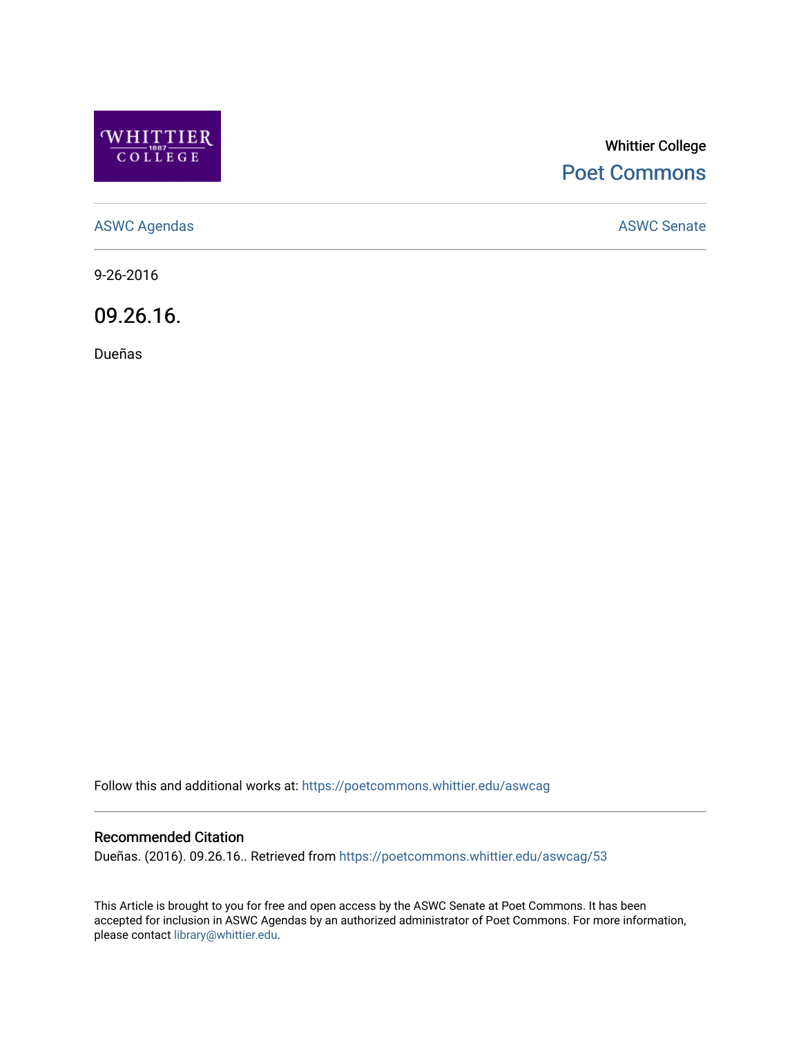Whittier College

Poet Commons

ASWC Agendas

ASWC Senate

9-26-2016

# 09.26.16.

Dueñas

Follow this and additional works at: https://poetcommons.whittier.edu/aswcag

## Recommended Citation

Dueñas. (2016). 09.26.16.. Retrieved from https://poetcommons.whittier.edu/aswcag/53

This Article is brought to you for free and open access by the ASWC Senate at Poet Commons. It has been accepted for inclusion in ASWC Agendas by an authorized administrator of Poet Commons. For more information, please contact library@whittier.edu.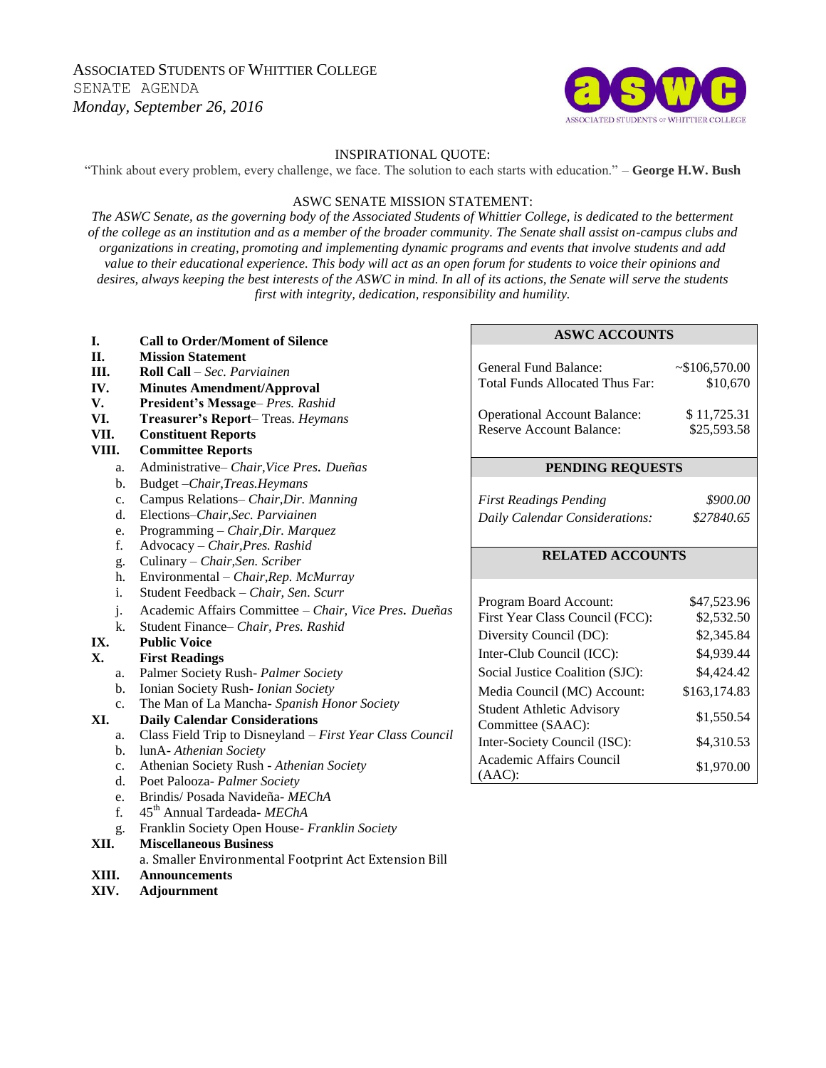ASSOCIATED STUDENTS OF WHITTIER COLLEGE
SENATE AGENDA
*Monday, September 26, 2016*

INSPIRATIONAL QUOTE:

"Think about every problem, every challenge, we face. The solution to each starts with education." – **George H.W. Bush**

ASWC SENATE MISSION STATEMENT:

*The ASWC Senate, as the governing body of the Associated Students of Whittier College, is dedicated to the betterment of the college as an institution and as a member of the broader community. The Senate shall assist on-campus clubs and organizations in creating, promoting and implementing dynamic programs and events that involve students and add value to their educational experience. This body will act as an open forum for students to voice their opinions and desires, always keeping the best interests of the ASWC in mind. In all of its actions, the Senate will serve the students first with integrity, dedication, responsibility and humility.*

- **I. Call to Order/Moment of Silence**
- **II. Mission Statement**
- **III. Roll Call** – *Sec. Parviainen*
- **IV. Minutes Amendment/Approval**
- **V. President's Message**– *Pres. Rashid*
- **VI. Treasurer's Report**– Treas. *Heymans*
- **VII. Constituent Reports**
- **VIII. Committee Reports**
  - a. Administrative– *Chair,Vice Pres. Dueñas*
  - b. Budget –*Chair,Treas.Heymans*
  - c. Campus Relations– *Chair,Dir. Manning*
  - d. Elections–*Chair,Sec. Parviainen*
  - e. Programming – *Chair,Dir. Marquez*
  - f. Advocacy – *Chair,Pres. Rashid*
  - g. Culinary – *Chair,Sen. Scriber*
  - h. Environmental – *Chair,Rep. McMurray*
  - i. Student Feedback – *Chair, Sen. Scurr*
  - j. Academic Affairs Committee – *Chair, Vice Pres. Dueñas*
  - k. Student Finance– *Chair, Pres. Rashid*
- **IX. Public Voice**
- **X. First Readings**
  - a. Palmer Society Rush- *Palmer Society*
  - b. Ionian Society Rush- *Ionian Society*
  - c. The Man of La Mancha- *Spanish Honor Society*
- **XI. Daily Calendar Considerations**
  - a. Class Field Trip to Disneyland – *First Year Class Council*
  - b. lunA- *Athenian Society*
  - c. Athenian Society Rush - *Athenian Society*
  - d. Poet Palooza- *Palmer Society*
  - e. Brindis/ Posada Navideña- *MEChA*
  - f. 45th Annual Tardeada- *MEChA*
  - g. Franklin Society Open House- *Franklin Society*
- **XII. Miscellaneous Business**
  - a. Smaller Environmental Footprint Act Extension Bill
- **XIII. Announcements**
- **XIV. Adjournment**

| **ASWC ACCOUNTS** | |
|---|---|
| General Fund Balance: | ~$106,570.00 |
| Total Funds Allocated Thus Far: | $10,670 |
| Operational Account Balance: | $ 11,725.31 |
| Reserve Account Balance: | $25,593.58 |
| **PENDING REQUESTS** | |
| *First Readings Pending* | *$900.00* |
| *Daily Calendar Considerations:* | *$27840.65* |
| **RELATED ACCOUNTS** | |
| Program Board Account: | $47,523.96 |
| First Year Class Council (FCC): | $2,532.50 |
| Diversity Council (DC): | $2,345.84 |
| Inter-Club Council (ICC): | $4,939.44 |
| Social Justice Coalition (SJC): | $4,424.42 |
| Media Council (MC) Account: | $163,174.83 |
| Student Athletic Advisory Committee (SAAC): | $1,550.54 |
| Inter-Society Council (ISC): | $4,310.53 |
| Academic Affairs Council (AAC): | $1,970.00 |